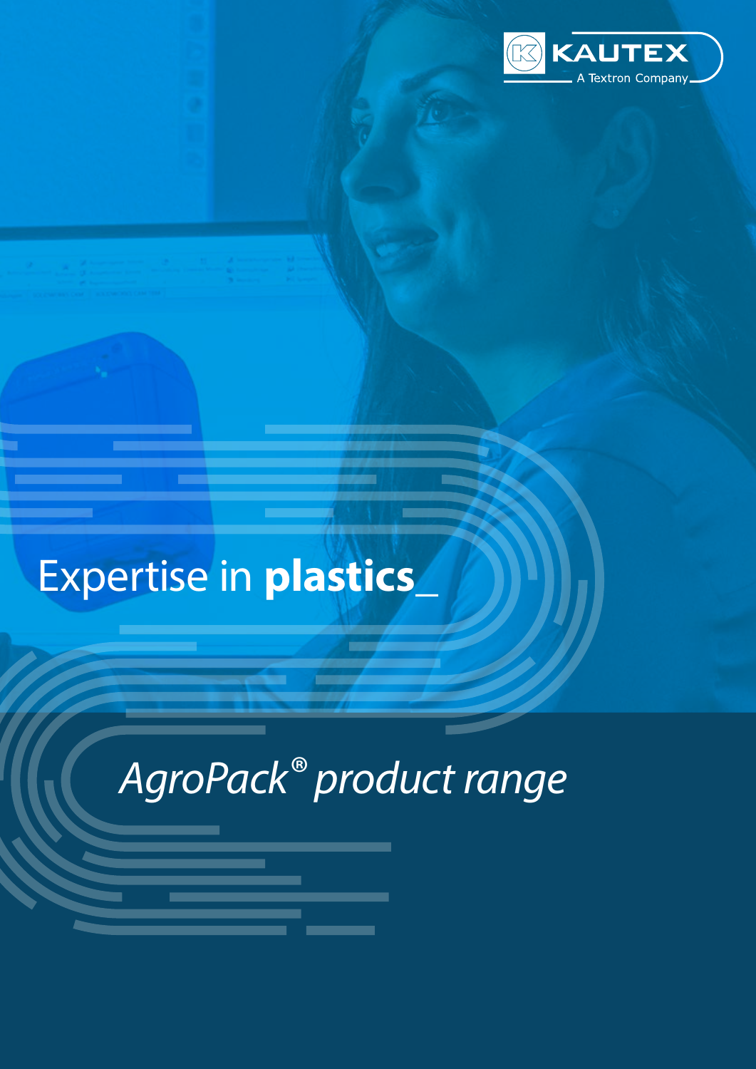KAUTEX
A Textron Company

# Expertise in **plastics**_

## *AgroPack® product range*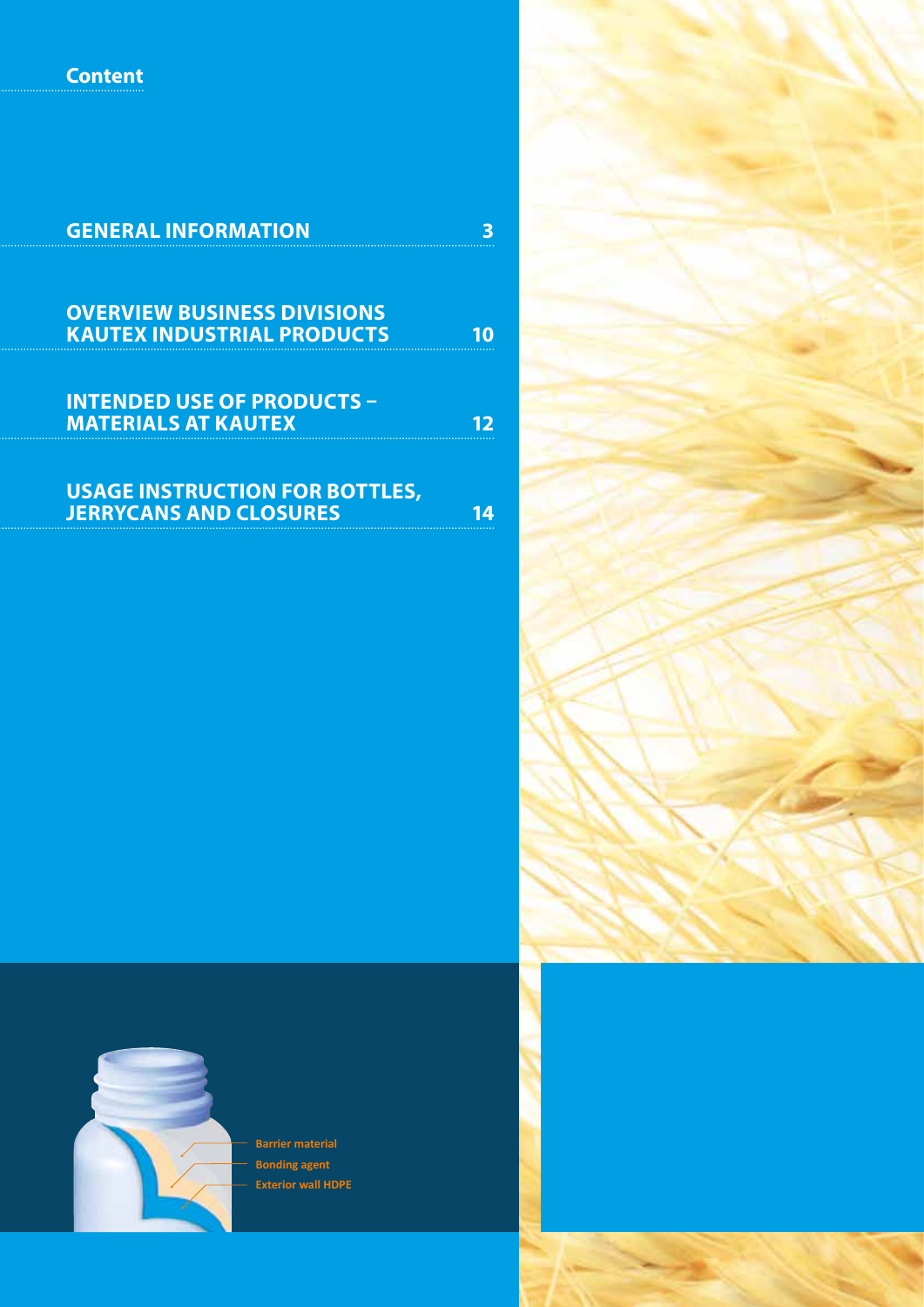# Content

| | |
|---|---|
| **GENERAL INFORMATION** | **3** |
| **OVERVIEW BUSINESS DIVISIONS KAUTEX INDUSTRIAL PRODUCTS** | **10** |
| **INTENDED USE OF PRODUCTS – MATERIALS AT KAUTEX** | **12** |
| **USAGE INSTRUCTION FOR BOTTLES, JERRYCANS AND CLOSURES** | **14** |

Barrier material
Bonding agent
Exterior wall HDPE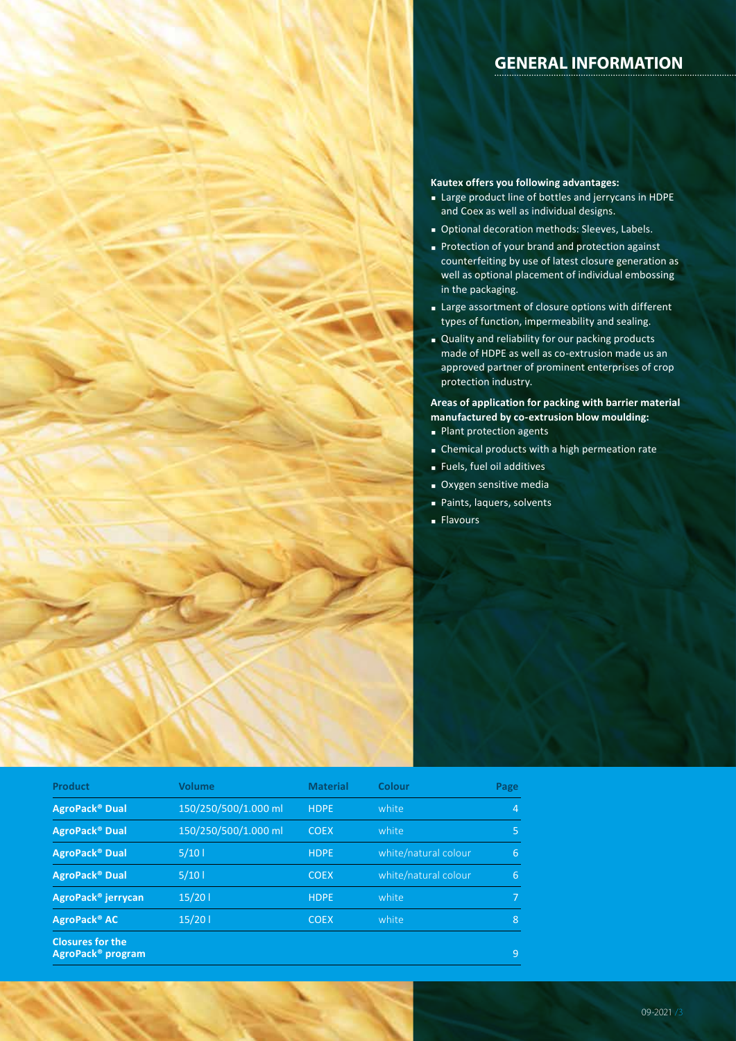## GENERAL INFORMATION

**Kautex offers you following advantages:**

- Large product line of bottles and jerrycans in HDPE and Coex as well as individual designs.
- Optional decoration methods: Sleeves, Labels.
- Protection of your brand and protection against counterfeiting by use of latest closure generation as well as optional placement of individual embossing in the packaging.
- Large assortment of closure options with different types of function, impermeability and sealing.
- Quality and reliability for our packing products made of HDPE as well as co-extrusion made us an approved partner of prominent enterprises of crop protection industry.

**Areas of application for packing with barrier material manufactured by co-extrusion blow moulding:**

- Plant protection agents
- Chemical products with a high permeation rate
- Fuels, fuel oil additives
- Oxygen sensitive media
- Paints, laquers, solvents
- Flavours

| Product | Volume | Material | Colour | Page |
|---|---|---|---|---|
| **AgroPack® Dual** | 150/250/500/1.000 ml | HDPE | white | 4 |
| **AgroPack® Dual** | 150/250/500/1.000 ml | COEX | white | 5 |
| **AgroPack® Dual** | 5/10 l | HDPE | white/natural colour | 6 |
| **AgroPack® Dual** | 5/10 l | COEX | white/natural colour | 6 |
| **AgroPack® jerrycan** | 15/20 l | HDPE | white | 7 |
| **AgroPack® AC** | 15/20 l | COEX | white | 8 |
| **Closures for the AgroPack® program** | | | | 9 |

09-2021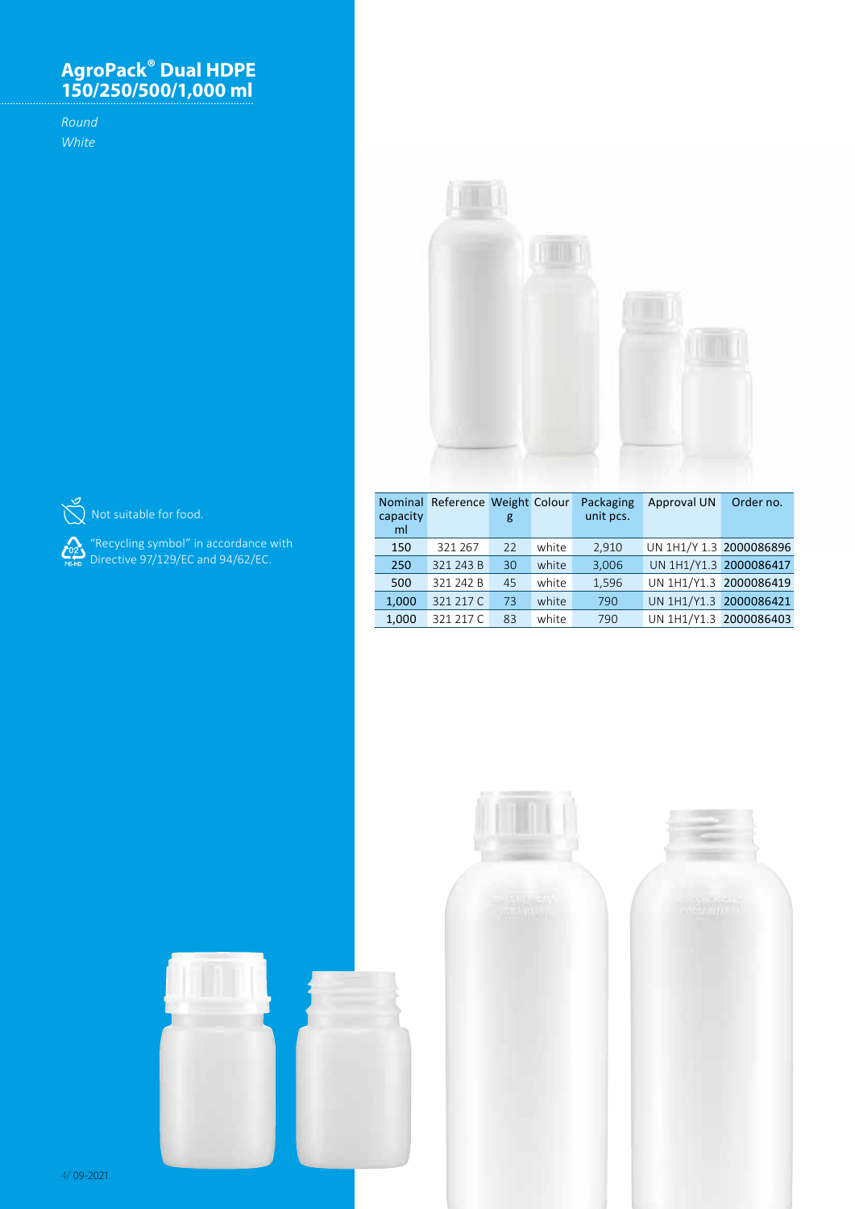# AgroPack® Dual HDPE 150/250/500/1,000 ml

*Round*
*White*

Not suitable for food.

"Recycling symbol" in accordance with Directive 97/129/EC and 94/62/EC.

| Nominal capacity ml | Reference | Weight g | Colour | Packaging unit pcs. | Approval UN | Order no. |
|---|---|---|---|---|---|---|
| 150 | 321 267 | 22 | white | 2,910 | UN 1H1/Y 1.3 | 2000086896 |
| 250 | 321 243 B | 30 | white | 3,006 | UN 1H1/Y1.3 | 2000086417 |
| 500 | 321 242 B | 45 | white | 1,596 | UN 1H1/Y1.3 | 2000086419 |
| 1,000 | 321 217 C | 73 | white | 790 | UN 1H1/Y1.3 | 2000086421 |
| 1,000 | 321 217 C | 83 | white | 790 | UN 1H1/Y1.3 | 2000086403 |

09-2021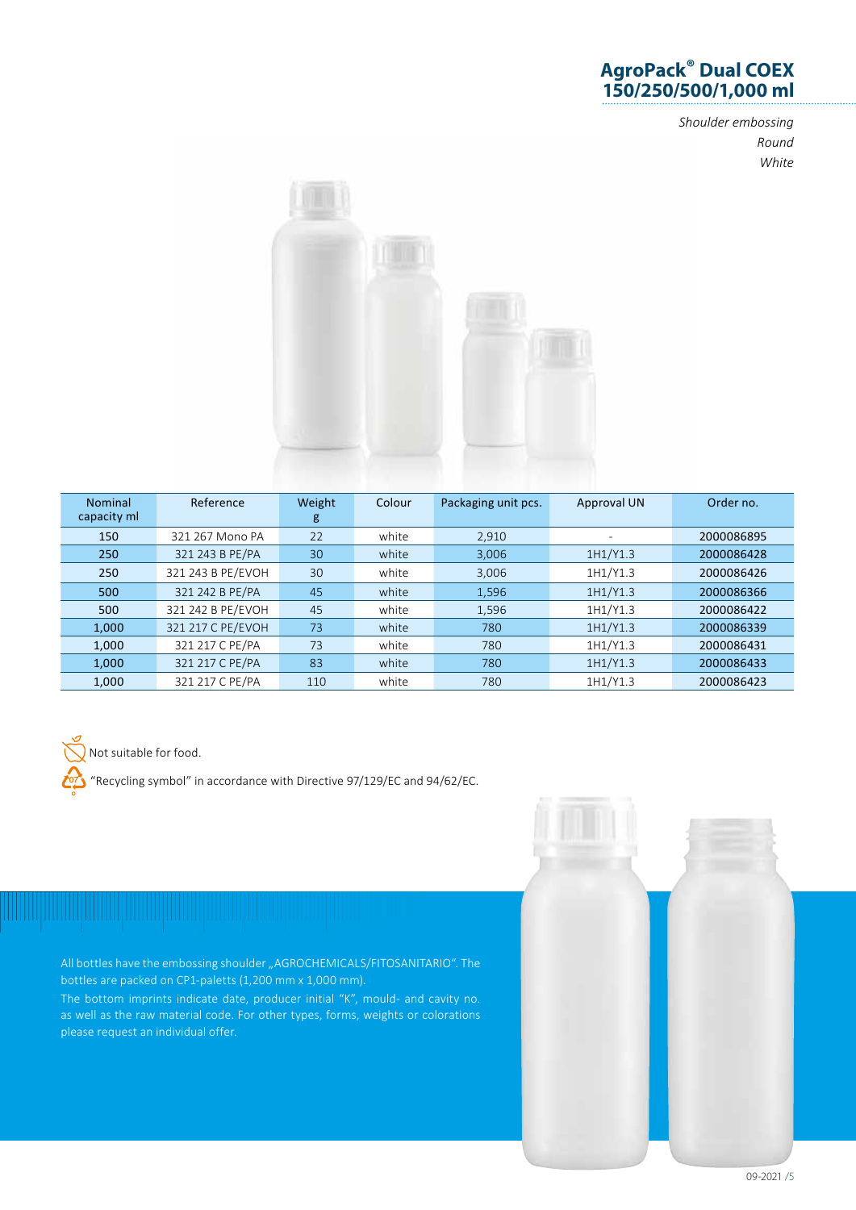# AgroPack® Dual COEX 150/250/500/1,000 ml

*Shoulder embossing*
*Round*
*White*

| Nominal capacity ml | Reference | Weight g | Colour | Packaging unit pcs. | Approval UN | Order no. |
|---|---|---|---|---|---|---|
| 150 | 321 267 Mono PA | 22 | white | 2,910 | - | 2000086895 |
| 250 | 321 243 B PE/PA | 30 | white | 3,006 | 1H1/Y1.3 | 2000086428 |
| 250 | 321 243 B PE/EVOH | 30 | white | 3,006 | 1H1/Y1.3 | 2000086426 |
| 500 | 321 242 B PE/PA | 45 | white | 1,596 | 1H1/Y1.3 | 2000086366 |
| 500 | 321 242 B PE/EVOH | 45 | white | 1,596 | 1H1/Y1.3 | 2000086422 |
| 1,000 | 321 217 C PE/EVOH | 73 | white | 780 | 1H1/Y1.3 | 2000086339 |
| 1,000 | 321 217 C PE/PA | 73 | white | 780 | 1H1/Y1.3 | 2000086431 |
| 1,000 | 321 217 C PE/PA | 83 | white | 780 | 1H1/Y1.3 | 2000086433 |
| 1,000 | 321 217 C PE/PA | 110 | white | 780 | 1H1/Y1.3 | 2000086423 |

Not suitable for food.

"Recycling symbol" in accordance with Directive 97/129/EC and 94/62/EC.

All bottles have the embossing shoulder „AGROCHEMICALS/FITOSANITARIO". The bottles are packed on CP1-paletts (1,200 mm x 1,000 mm).

The bottom imprints indicate date, producer initial "K", mould- and cavity no. as well as the raw material code. For other types, forms, weights or colorations please request an individual offer.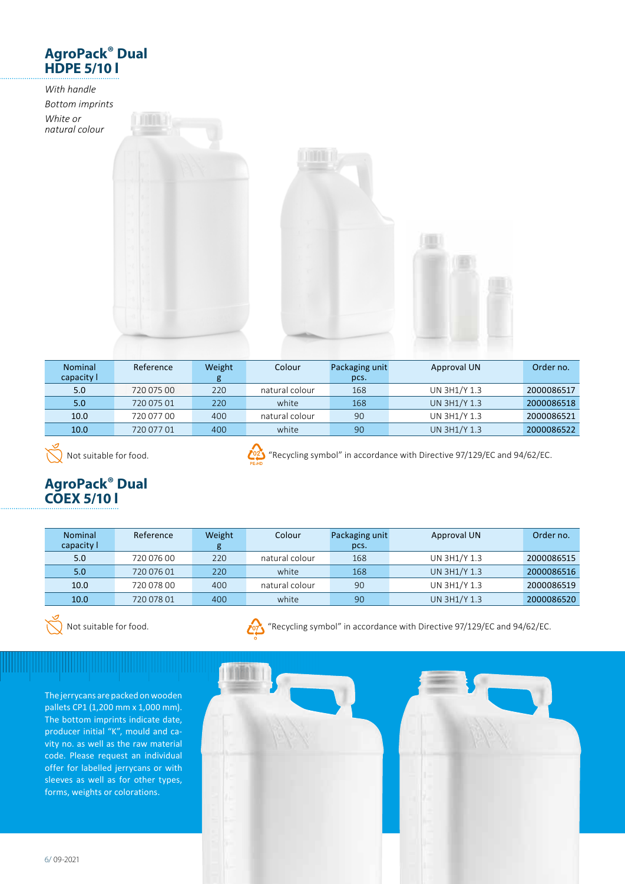## AgroPack® Dual HDPE 5/10 l

*With handle*

*Bottom imprints*

*White or natural colour*

| Nominal capacity l | Reference | Weight g | Colour | Packaging unit pcs. | Approval UN | Order no. |
|---|---|---|---|---|---|---|
| 5.0 | 720 075 00 | 220 | natural colour | 168 | UN 3H1/Y 1.3 | 2000086517 |
| 5.0 | 720 075 01 | 220 | white | 168 | UN 3H1/Y 1.3 | 2000086518 |
| 10.0 | 720 077 00 | 400 | natural colour | 90 | UN 3H1/Y 1.3 | 2000086521 |
| 10.0 | 720 077 01 | 400 | white | 90 | UN 3H1/Y 1.3 | 2000086522 |

Not suitable for food.

02 PE-HD "Recycling symbol" in accordance with Directive 97/129/EC and 94/62/EC.

## AgroPack® Dual COEX 5/10 l

| Nominal capacity l | Reference | Weight g | Colour | Packaging unit pcs. | Approval UN | Order no. |
|---|---|---|---|---|---|---|
| 5.0 | 720 076 00 | 220 | natural colour | 168 | UN 3H1/Y 1.3 | 2000086515 |
| 5.0 | 720 076 01 | 220 | white | 168 | UN 3H1/Y 1.3 | 2000086516 |
| 10.0 | 720 078 00 | 400 | natural colour | 90 | UN 3H1/Y 1.3 | 2000086519 |
| 10.0 | 720 078 01 | 400 | white | 90 | UN 3H1/Y 1.3 | 2000086520 |

Not suitable for food.

07 O "Recycling symbol" in accordance with Directive 97/129/EC and 94/62/EC.

The jerrycans are packed on wooden pallets CP1 (1,200 mm x 1,000 mm). The bottom imprints indicate date, producer initial "K", mould and cavity no. as well as the raw material code. Please request an individual offer for labelled jerrycans or with sleeves as well as for other types, forms, weights or colorations.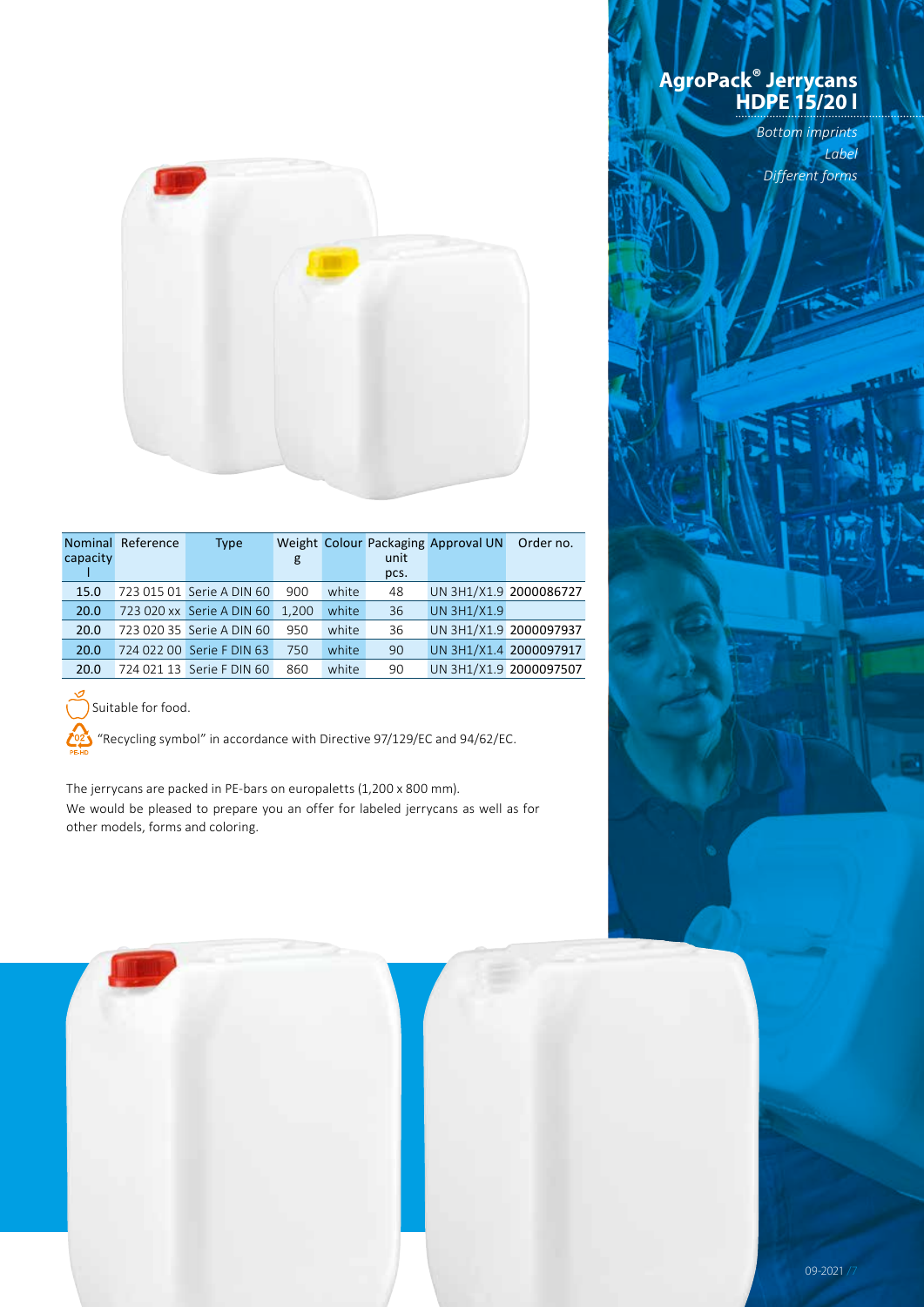# AgroPack® Jerrycans HDPE 15/20 l

*Bottom imprints*
*Label*
*Different forms*

| Nominal capacity l | Reference | Type | Weight g | Colour | Packaging unit pcs. | Approval UN | Order no. |
|---|---|---|---|---|---|---|---|
| 15.0 | 723 015 01 | Serie A DIN 60 | 900 | white | 48 | UN 3H1/X1.9 | 2000086727 |
| 20.0 | 723 020 xx | Serie A DIN 60 | 1,200 | white | 36 | UN 3H1/X1.9 | |
| 20.0 | 723 020 35 | Serie A DIN 60 | 950 | white | 36 | UN 3H1/X1.9 | 2000097937 |
| 20.0 | 724 022 00 | Serie F DIN 63 | 750 | white | 90 | UN 3H1/X1.4 | 2000097917 |
| 20.0 | 724 021 13 | Serie F DIN 60 | 860 | white | 90 | UN 3H1/X1.9 | 2000097507 |

Suitable for food.

"Recycling symbol" in accordance with Directive 97/129/EC and 94/62/EC.

The jerrycans are packed in PE-bars on europaletts (1,200 x 800 mm).
We would be pleased to prepare you an offer for labeled jerrycans as well as for other models, forms and coloring.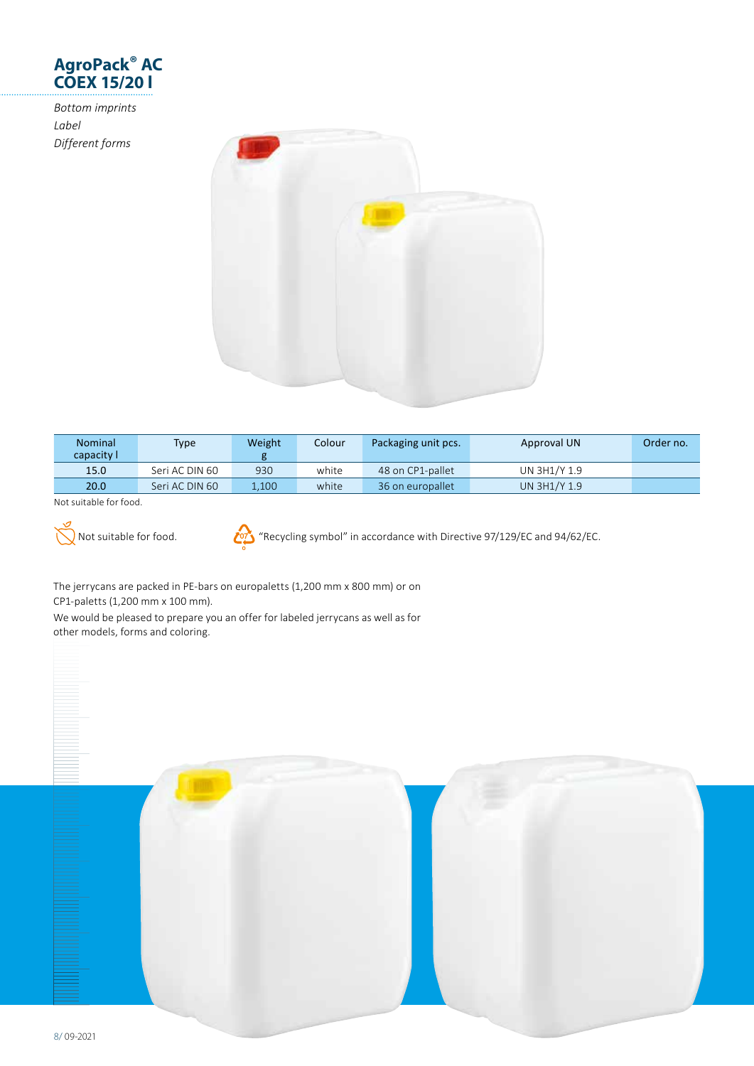# AgroPack® AC COEX 15/20 l

*Bottom imprints*
*Label*
*Different forms*

| Nominal capacity l | Type | Weight g | Colour | Packaging unit pcs. | Approval UN | Order no. |
|---|---|---|---|---|---|---|
| 15.0 | Seri AC DIN 60 | 930 | white | 48 on CP1-pallet | UN 3H1/Y 1.9 | |
| 20.0 | Seri AC DIN 60 | 1,100 | white | 36 on europallet | UN 3H1/Y 1.9 | |

Not suitable for food.

Not suitable for food.

"Recycling symbol" in accordance with Directive 97/129/EC and 94/62/EC.

The jerrycans are packed in PE-bars on europaletts (1,200 mm x 800 mm) or on CP1-paletts (1,200 mm x 100 mm).

We would be pleased to prepare you an offer for labeled jerrycans as well as for other models, forms and coloring.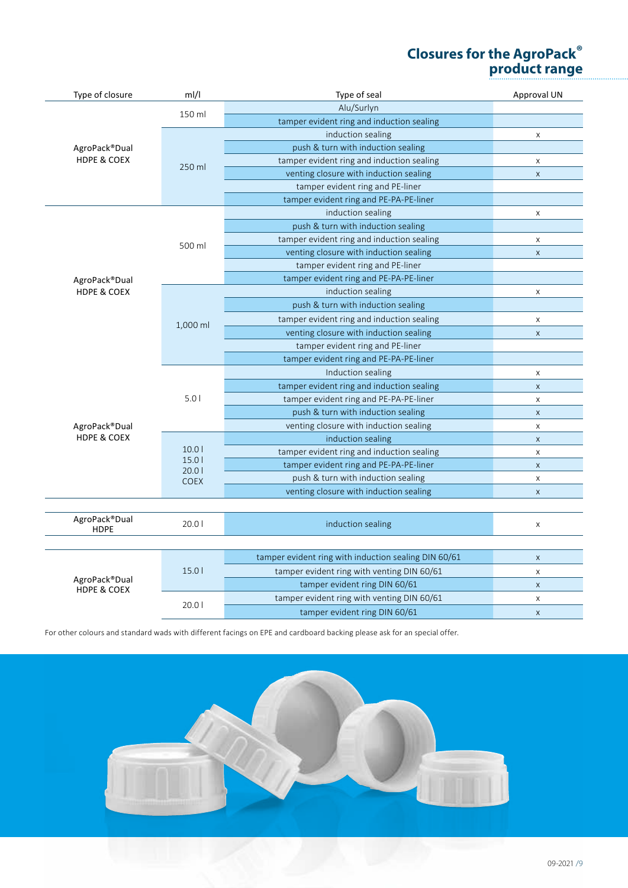# Closures for the AgroPack® product range

| Type of closure | ml/l | Type of seal | Approval UN |
|---|---|---|---|
| AgroPack®Dual HDPE & COEX | 150 ml | Alu/Surlyn | |
| | | tamper evident ring and induction sealing | |
| | 250 ml | induction sealing | x |
| | | push & turn with induction sealing | |
| | | tamper evident ring and induction sealing | x |
| | | venting closure with induction sealing | x |
| | | tamper evident ring and PE-liner | |
| | | tamper evident ring and PE-PA-PE-liner | |
| AgroPack®Dual HDPE & COEX | 500 ml | induction sealing | x |
| | | push & turn with induction sealing | |
| | | tamper evident ring and induction sealing | x |
| | | venting closure with induction sealing | x |
| | | tamper evident ring and PE-liner | |
| | | tamper evident ring and PE-PA-PE-liner | |
| | 1,000 ml | induction sealing | x |
| | | push & turn with induction sealing | |
| | | tamper evident ring and induction sealing | x |
| | | venting closure with induction sealing | x |
| | | tamper evident ring and PE-liner | |
| | | tamper evident ring and PE-PA-PE-liner | |
| AgroPack®Dual HDPE & COEX | 5.0 l | Induction sealing | x |
| | | tamper evident ring and induction sealing | x |
| | | tamper evident ring and PE-PA-PE-liner | x |
| | | push & turn with induction sealing | x |
| | | venting closure with induction sealing | x |
| | 10.0 l 15.0 l 20.0 l COEX | induction sealing | x |
| | | tamper evident ring and induction sealing | x |
| | | tamper evident ring and PE-PA-PE-liner | x |
| | | push & turn with induction sealing | x |
| | | venting closure with induction sealing | x |
| AgroPack®Dual HDPE | 20.0 l | induction sealing | x |
| AgroPack®Dual HDPE & COEX | 15.0 l | tamper evident ring with induction sealing DIN 60/61 | x |
| | | tamper evident ring with venting DIN 60/61 | x |
| | | tamper evident ring DIN 60/61 | x |
| | 20.0 l | tamper evident ring with venting DIN 60/61 | x |
| | | tamper evident ring DIN 60/61 | x |

For other colours and standard wads with different facings on EPE and cardboard backing please ask for an special offer.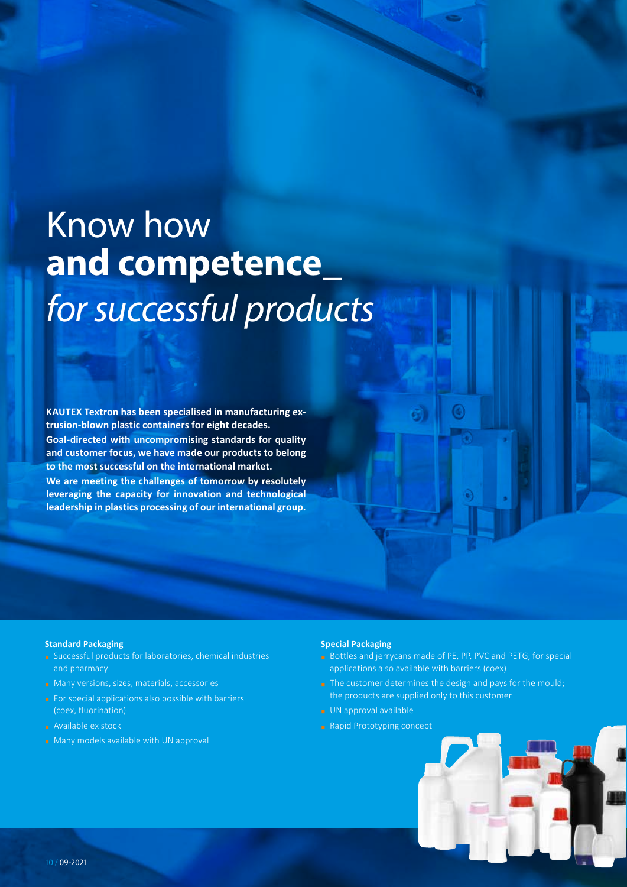# Know how **and competence_** *for successful products*

**KAUTEX Textron has been specialised in manufacturing extrusion-blown plastic containers for eight decades.**
**Goal-directed with uncompromising standards for quality and customer focus, we have made our products to belong to the most successful on the international market.**
**We are meeting the challenges of tomorrow by resolutely leveraging the capacity for innovation and technological leadership in plastics processing of our international group.**

**Standard Packaging**

- Successful products for laboratories, chemical industries and pharmacy
- Many versions, sizes, materials, accessories
- For special applications also possible with barriers (coex, fluorination)
- Available ex stock
- Many models available with UN approval

**Special Packaging**

- Bottles and jerrycans made of PE, PP, PVC and PETG; for special applications also available with barriers (coex)
- The customer determines the design and pays for the mould; the products are supplied only to this customer
- UN approval available
- Rapid Prototyping concept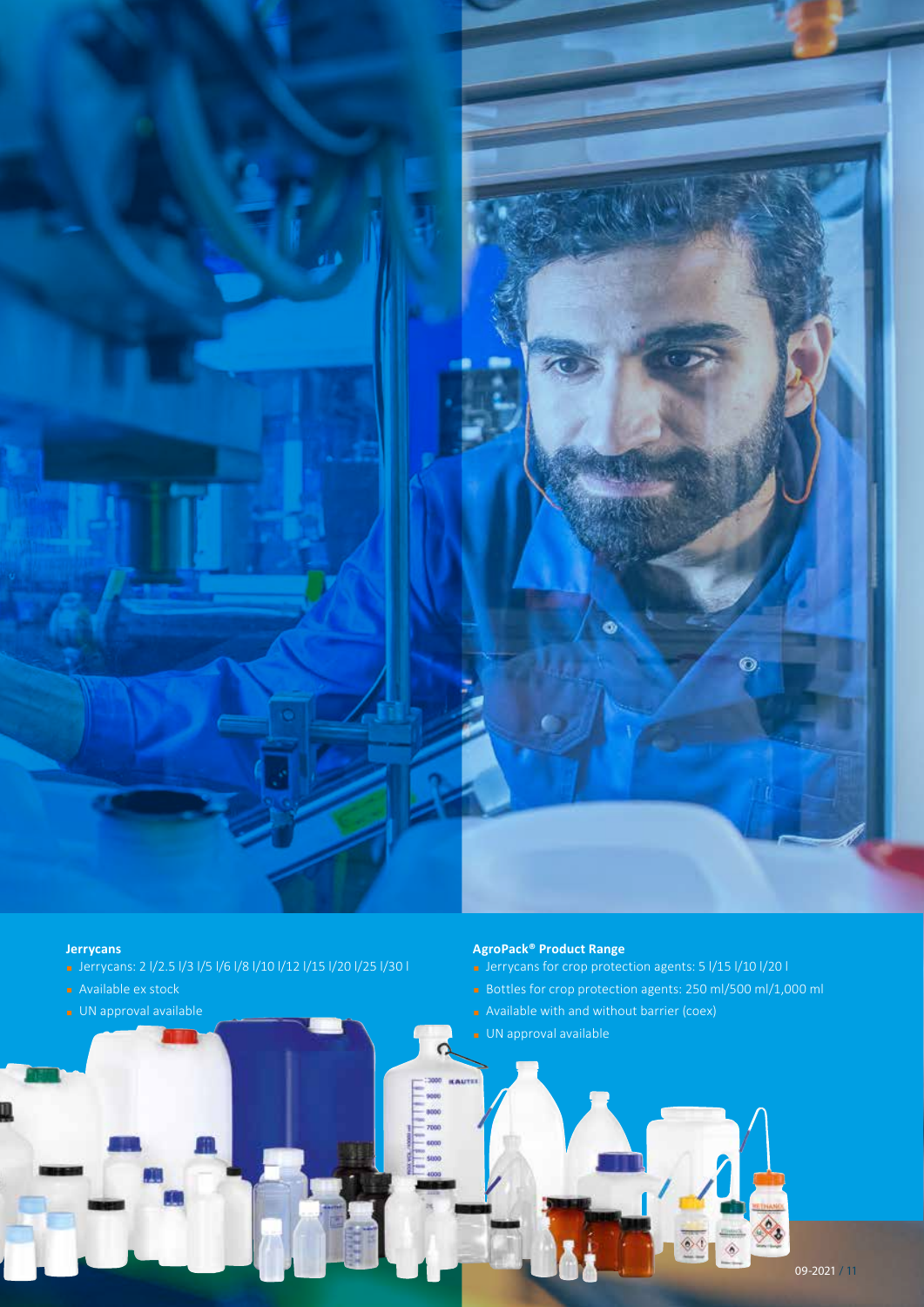### Jerrycans

- Jerrycans: 2 l/2.5 l/3 l/5 l/6 l/8 l/10 l/12 l/15 l/20 l/25 l/30 l
- Available ex stock
- UN approval available

### AgroPack® Product Range

- Jerrycans for crop protection agents: 5 l/15 l/10 l/20 l
- Bottles for crop protection agents: 250 ml/500 ml/1,000 ml
- Available with and without barrier (coex)
- UN approval available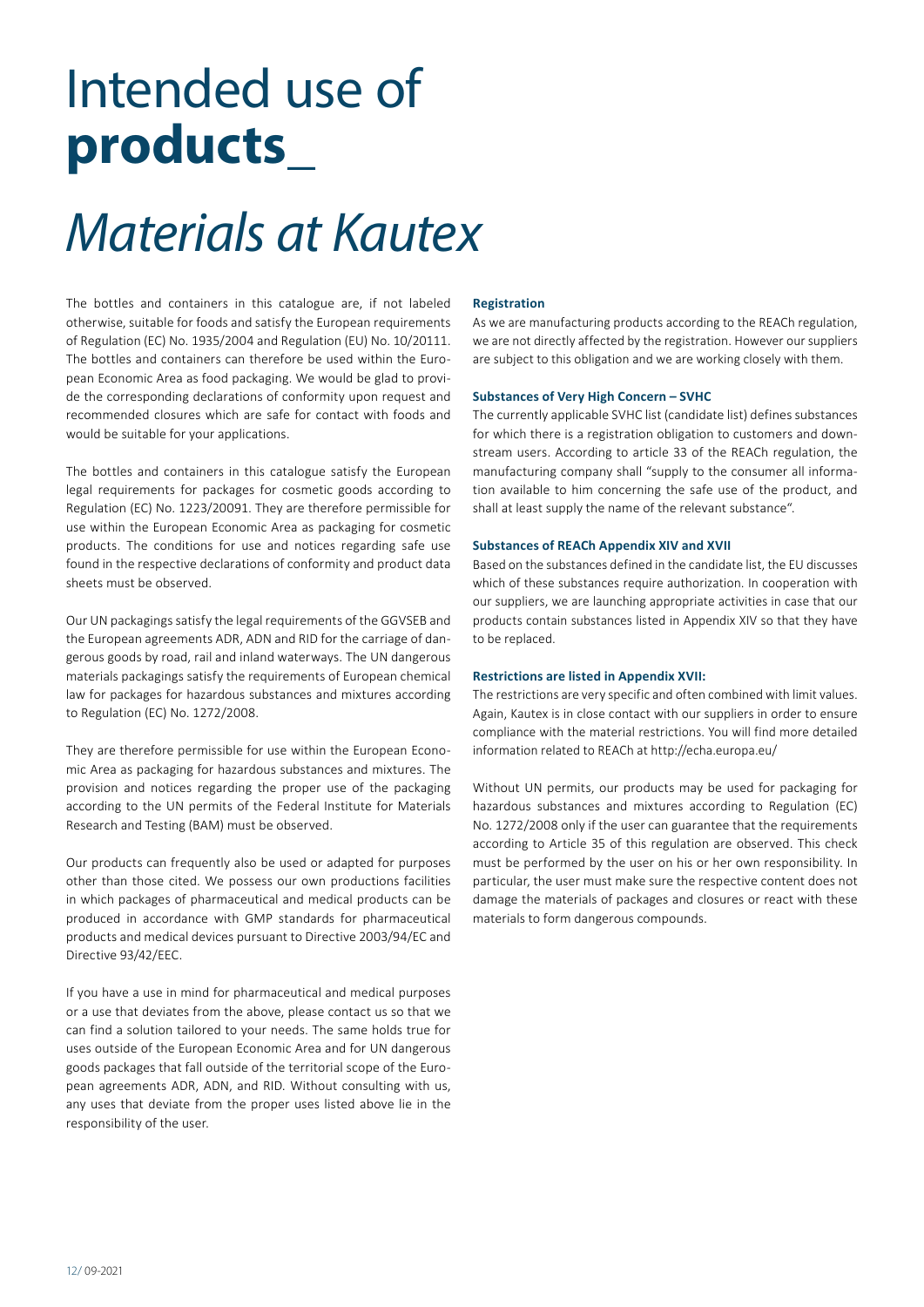# Intended use of **products**_

# *Materials at Kautex*

The bottles and containers in this catalogue are, if not labeled otherwise, suitable for foods and satisfy the European requirements of Regulation (EC) No. 1935/2004 and Regulation (EU) No. 10/20111. The bottles and containers can therefore be used within the European Economic Area as food packaging. We would be glad to provide the corresponding declarations of conformity upon request and recommended closures which are safe for contact with foods and would be suitable for your applications.

The bottles and containers in this catalogue satisfy the European legal requirements for packages for cosmetic goods according to Regulation (EC) No. 1223/20091. They are therefore permissible for use within the European Economic Area as packaging for cosmetic products. The conditions for use and notices regarding safe use found in the respective declarations of conformity and product data sheets must be observed.

Our UN packagings satisfy the legal requirements of the GGVSEB and the European agreements ADR, ADN and RID for the carriage of dangerous goods by road, rail and inland waterways. The UN dangerous materials packagings satisfy the requirements of European chemical law for packages for hazardous substances and mixtures according to Regulation (EC) No. 1272/2008.

They are therefore permissible for use within the European Economic Area as packaging for hazardous substances and mixtures. The provision and notices regarding the proper use of the packaging according to the UN permits of the Federal Institute for Materials Research and Testing (BAM) must be observed.

Our products can frequently also be used or adapted for purposes other than those cited. We possess our own productions facilities in which packages of pharmaceutical and medical products can be produced in accordance with GMP standards for pharmaceutical products and medical devices pursuant to Directive 2003/94/EC and Directive 93/42/EEC.

If you have a use in mind for pharmaceutical and medical purposes or a use that deviates from the above, please contact us so that we can find a solution tailored to your needs. The same holds true for uses outside of the European Economic Area and for UN dangerous goods packages that fall outside of the territorial scope of the European agreements ADR, ADN, and RID. Without consulting with us, any uses that deviate from the proper uses listed above lie in the responsibility of the user.

**Registration**

As we are manufacturing products according to the REACh regulation, we are not directly affected by the registration. However our suppliers are subject to this obligation and we are working closely with them.

**Substances of Very High Concern – SVHC**

The currently applicable SVHC list (candidate list) defines substances for which there is a registration obligation to customers and downstream users. According to article 33 of the REACh regulation, the manufacturing company shall "supply to the consumer all information available to him concerning the safe use of the product, and shall at least supply the name of the relevant substance".

**Substances of REACh Appendix XIV and XVII**

Based on the substances defined in the candidate list, the EU discusses which of these substances require authorization. In cooperation with our suppliers, we are launching appropriate activities in case that our products contain substances listed in Appendix XIV so that they have to be replaced.

**Restrictions are listed in Appendix XVII:**

The restrictions are very specific and often combined with limit values. Again, Kautex is in close contact with our suppliers in order to ensure compliance with the material restrictions. You will find more detailed information related to REACh at http://echa.europa.eu/

Without UN permits, our products may be used for packaging for hazardous substances and mixtures according to Regulation (EC) No. 1272/2008 only if the user can guarantee that the requirements according to Article 35 of this regulation are observed. This check must be performed by the user on his or her own responsibility. In particular, the user must make sure the respective content does not damage the materials of packages and closures or react with these materials to form dangerous compounds.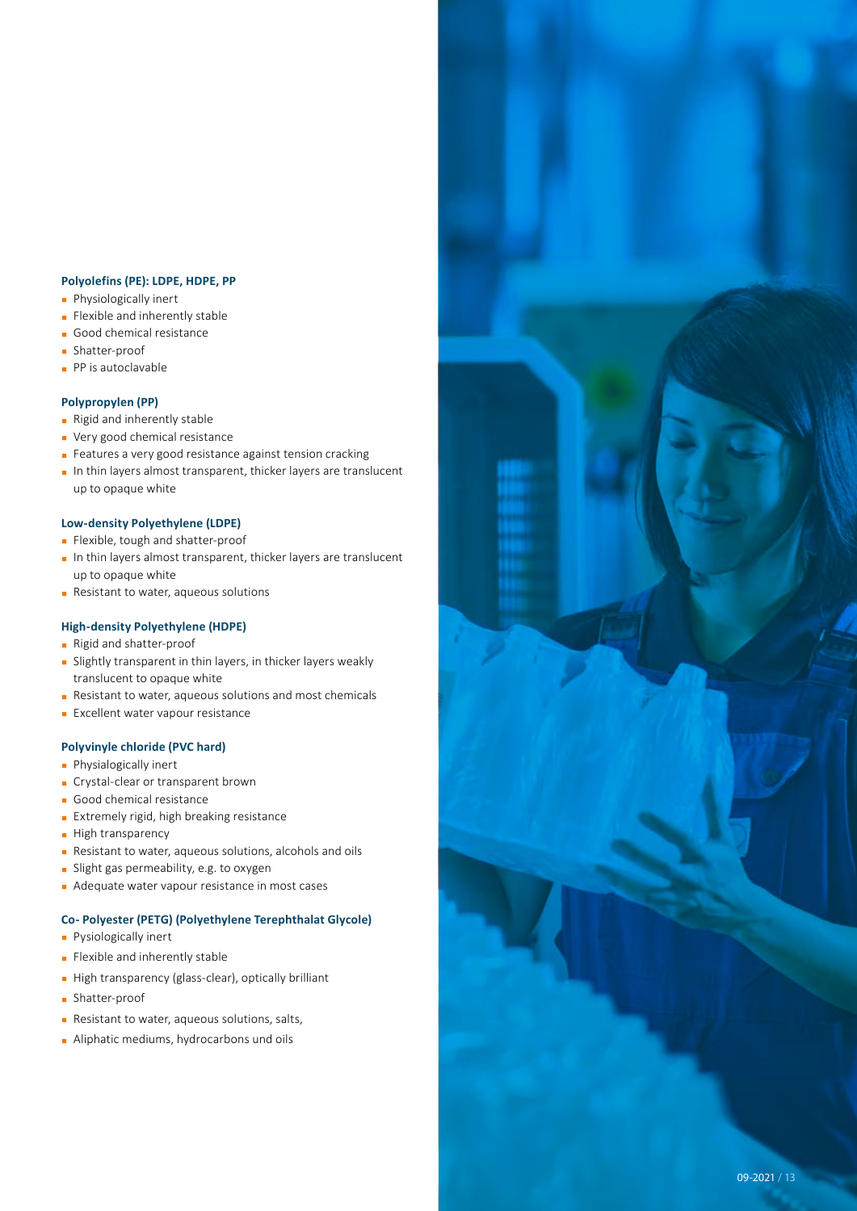**Polyolefins (PE): LDPE, HDPE, PP**

- Physiologically inert
- Flexible and inherently stable
- Good chemical resistance
- Shatter-proof
- PP is autoclavable

**Polypropylen (PP)**

- Rigid and inherently stable
- Very good chemical resistance
- Features a very good resistance against tension cracking
- In thin layers almost transparent, thicker layers are translucent up to opaque white

**Low-density Polyethylene (LDPE)**

- Flexible, tough and shatter-proof
- In thin layers almost transparent, thicker layers are translucent up to opaque white
- Resistant to water, aqueous solutions

**High-density Polyethylene (HDPE)**

- Rigid and shatter-proof
- Slightly transparent in thin layers, in thicker layers weakly translucent to opaque white
- Resistant to water, aqueous solutions and most chemicals
- Excellent water vapour resistance

**Polyvinyle chloride (PVC hard)**

- Physialogically inert
- Crystal-clear or transparent brown
- Good chemical resistance
- Extremely rigid, high breaking resistance
- High transparency
- Resistant to water, aqueous solutions, alcohols and oils
- Slight gas permeability, e.g. to oxygen
- Adequate water vapour resistance in most cases

**Co- Polyester (PETG) (Polyethylene Terephthalat Glycole)**

- Pysiologically inert
- Flexible and inherently stable
- High transparency (glass-clear), optically brilliant
- Shatter-proof
- Resistant to water, aqueous solutions, salts,
- Aliphatic mediums, hydrocarbons und oils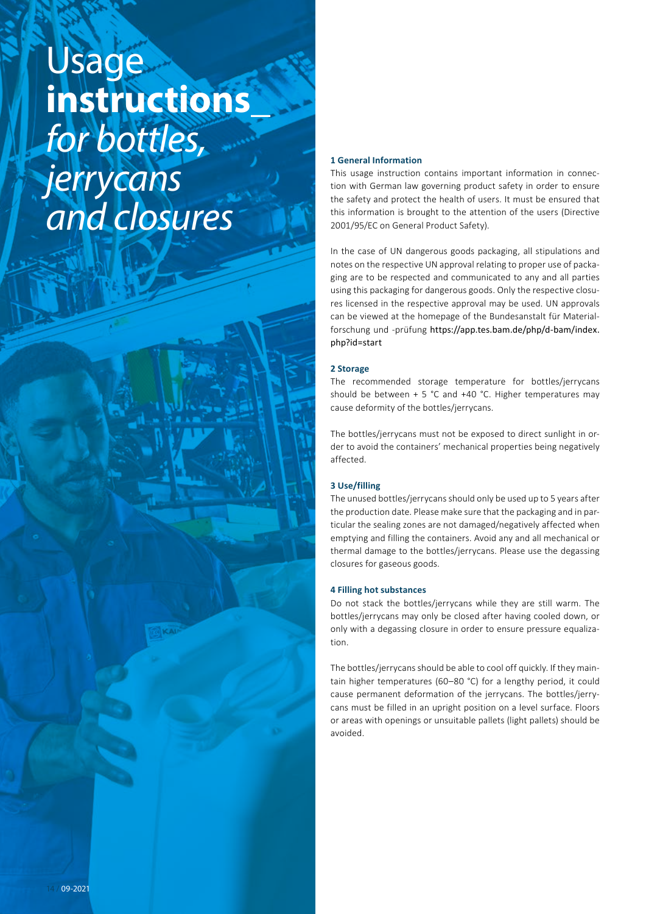# Usage **instructions**_ *for bottles, jerrycans and closures*

### 1 General Information

This usage instruction contains important information in connection with German law governing product safety in order to ensure the safety and protect the health of users. It must be ensured that this information is brought to the attention of the users (Directive 2001/95/EC on General Product Safety).

In the case of UN dangerous goods packaging, all stipulations and notes on the respective UN approval relating to proper use of packaging are to be respected and communicated to any and all parties using this packaging for dangerous goods. Only the respective closures licensed in the respective approval may be used. UN approvals can be viewed at the homepage of the Bundesanstalt für Materialforschung und -prüfung https://app.tes.bam.de/php/d-bam/index.php?id=start

### 2 Storage

The recommended storage temperature for bottles/jerrycans should be between + 5 °C and +40 °C. Higher temperatures may cause deformity of the bottles/jerrycans.

The bottles/jerrycans must not be exposed to direct sunlight in order to avoid the containers' mechanical properties being negatively affected.

### 3 Use/filling

The unused bottles/jerrycans should only be used up to 5 years after the production date. Please make sure that the packaging and in particular the sealing zones are not damaged/negatively affected when emptying and filling the containers. Avoid any and all mechanical or thermal damage to the bottles/jerrycans. Please use the degassing closures for gaseous goods.

### 4 Filling hot substances

Do not stack the bottles/jerrycans while they are still warm. The bottles/jerrycans may only be closed after having cooled down, or only with a degassing closure in order to ensure pressure equalization.

The bottles/jerrycans should be able to cool off quickly. If they maintain higher temperatures (60–80 °C) for a lengthy period, it could cause permanent deformation of the jerrycans. The bottles/jerrycans must be filled in an upright position on a level surface. Floors or areas with openings or unsuitable pallets (light pallets) should be avoided.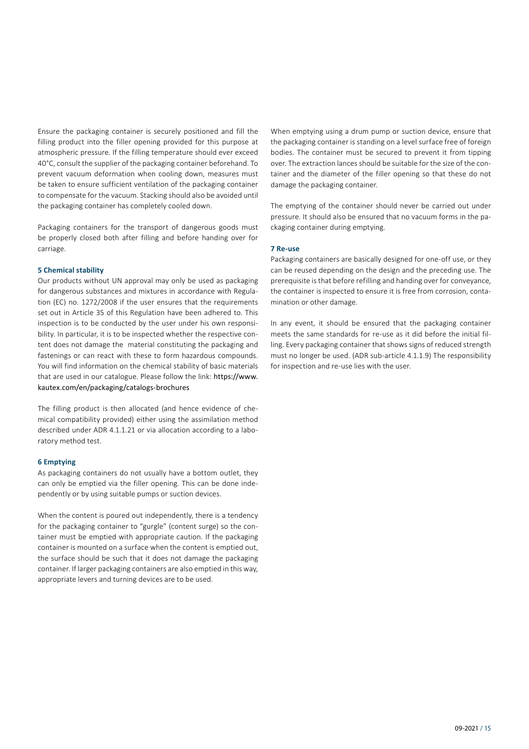Ensure the packaging container is securely positioned and fill the filling product into the filler opening provided for this purpose at atmospheric pressure. If the filling temperature should ever exceed 40°C, consult the supplier of the packaging container beforehand. To prevent vacuum deformation when cooling down, measures must be taken to ensure sufficient ventilation of the packaging container to compensate for the vacuum. Stacking should also be avoided until the packaging container has completely cooled down.

Packaging containers for the transport of dangerous goods must be properly closed both after filling and before handing over for carriage.

**5 Chemical stability**

Our products without UN approval may only be used as packaging for dangerous substances and mixtures in accordance with Regulation (EC) no. 1272/2008 if the user ensures that the requirements set out in Article 35 of this Regulation have been adhered to. This inspection is to be conducted by the user under his own responsibility. In particular, it is to be inspected whether the respective content does not damage the material constituting the packaging and fastenings or can react with these to form hazardous compounds. You will find information on the chemical stability of basic materials that are used in our catalogue. Please follow the link: https://www.kautex.com/en/packaging/catalogs-brochures

The filling product is then allocated (and hence evidence of chemical compatibility provided) either using the assimilation method described under ADR 4.1.1.21 or via allocation according to a laboratory method test.

**6 Emptying**

As packaging containers do not usually have a bottom outlet, they can only be emptied via the filler opening. This can be done independently or by using suitable pumps or suction devices.

When the content is poured out independently, there is a tendency for the packaging container to "gurgle" (content surge) so the container must be emptied with appropriate caution. If the packaging container is mounted on a surface when the content is emptied out, the surface should be such that it does not damage the packaging container. If larger packaging containers are also emptied in this way, appropriate levers and turning devices are to be used.

When emptying using a drum pump or suction device, ensure that the packaging container is standing on a level surface free of foreign bodies. The container must be secured to prevent it from tipping over. The extraction lances should be suitable for the size of the container and the diameter of the filler opening so that these do not damage the packaging container.

The emptying of the container should never be carried out under pressure. It should also be ensured that no vacuum forms in the packaging container during emptying.

**7 Re-use**

Packaging containers are basically designed for one-off use, or they can be reused depending on the design and the preceding use. The prerequisite is that before refilling and handing over for conveyance, the container is inspected to ensure it is free from corrosion, contamination or other damage.

In any event, it should be ensured that the packaging container meets the same standards for re-use as it did before the initial filling. Every packaging container that shows signs of reduced strength must no longer be used. (ADR sub-article 4.1.1.9) The responsibility for inspection and re-use lies with the user.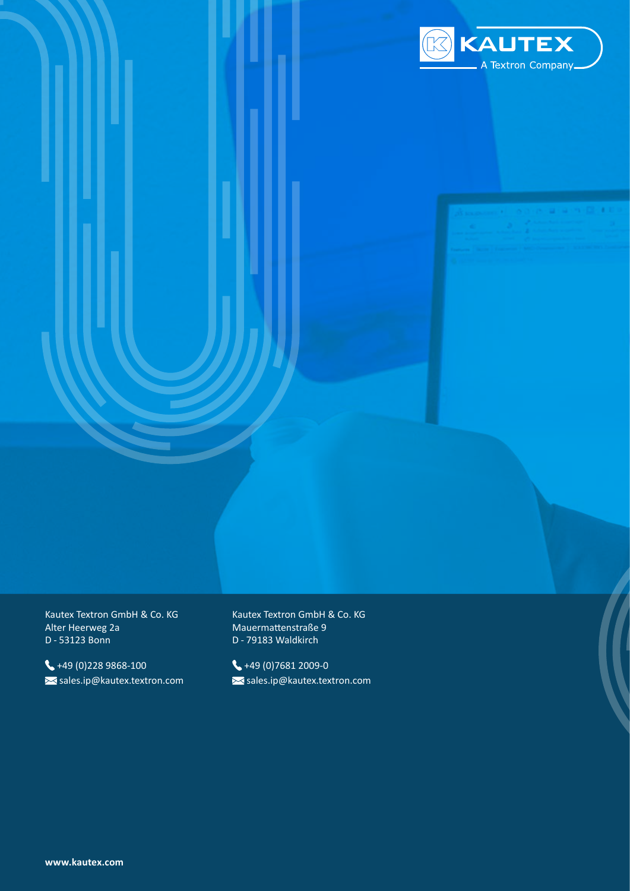KAUTEX
A Textron Company

Kautex Textron GmbH & Co. KG
Alter Heerweg 2a
D - 53123 Bonn

+49 (0)228 9868-100
sales.ip@kautex.textron.com

Kautex Textron GmbH & Co. KG
Mauermattenstraße 9
D - 79183 Waldkirch

+49 (0)7681 2009-0
sales.ip@kautex.textron.com

**www.kautex.com**